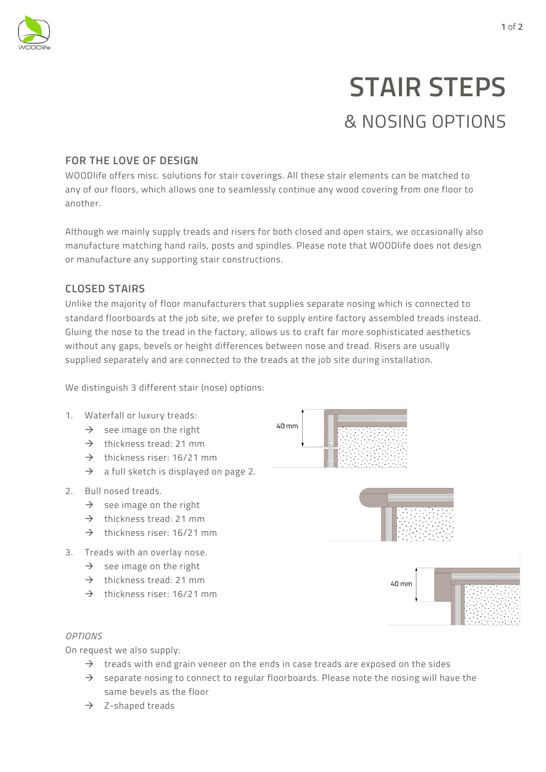# STAIR STEPS

## & NOSING OPTIONS

### FOR THE LOVE OF DESIGN

WOODlife offers misc. solutions for stair coverings. All these stair elements can be matched to any of our floors, which allows one to seamlessly continue any wood covering from one floor to another.

Although we mainly supply treads and risers for both closed and open stairs, we occasionally also manufacture matching hand rails, posts and spindles. Please note that WOODlife does not design or manufacture any supporting stair constructions.

### CLOSED STAIRS

Unlike the majority of floor manufacturers that supplies separate nosing which is connected to standard floorboards at the job site, we prefer to supply entire factory assembled treads instead. Gluing the nose to the tread in the factory, allows us to craft far more sophisticated aesthetics without any gaps, bevels or height differences between nose and tread. Risers are usually supplied separately and are connected to the treads at the job site during installation.

We distinguish 3 different stair (nose) options:

1. Waterfall or luxury treads:
   - → see image on the right
   - → thickness tread: 21 mm
   - → thickness riser: 16/21 mm
   - → a full sketch is displayed on page 2.
2. Bull nosed treads.
   - → see image on the right
   - → thickness tread: 21 mm
   - → thickness riser: 16/21 mm
3. Treads with an overlay nose.
   - → see image on the right
   - → thickness tread: 21 mm
   - → thickness riser: 16/21 mm

40 mm

40 mm

*OPTIONS*

On request we also supply:

- → treads with end grain veneer on the ends in case treads are exposed on the sides
- → separate nosing to connect to regular floorboards. Please note the nosing will have the same bevels as the floor
- → Z-shaped treads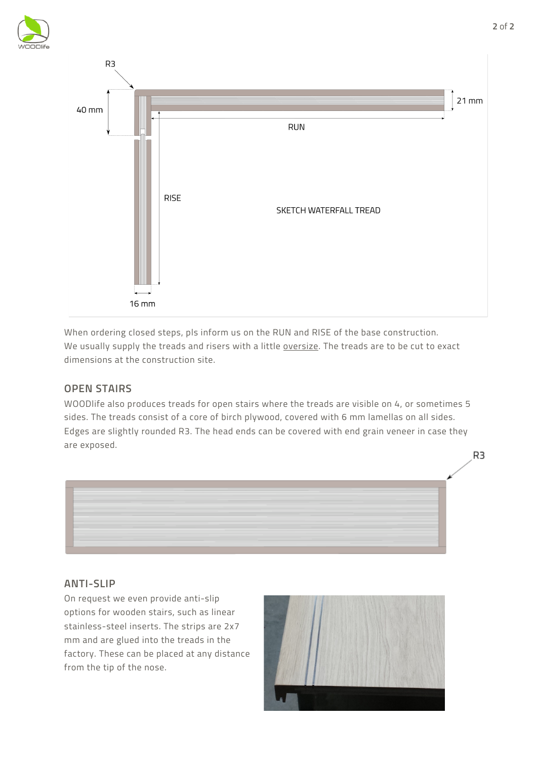R3

40 mm

21 mm

RUN

RISE

SKETCH WATERFALL TREAD

16 mm

When ordering closed steps, pls inform us on the RUN and RISE of the base construction.
We usually supply the treads and risers with a little oversize. The treads are to be cut to exact dimensions at the construction site.

## OPEN STAIRS

WOODlife also produces treads for open stairs where the treads are visible on 4, or sometimes 5 sides. The treads consist of a core of birch plywood, covered with 6 mm lamellas on all sides. Edges are slightly rounded R3. The head ends can be covered with end grain veneer in case they are exposed.

R3

## ANTI-SLIP

On request we even provide anti-slip options for wooden stairs, such as linear stainless-steel inserts. The strips are 2x7 mm and are glued into the treads in the factory. These can be placed at any distance from the tip of the nose.